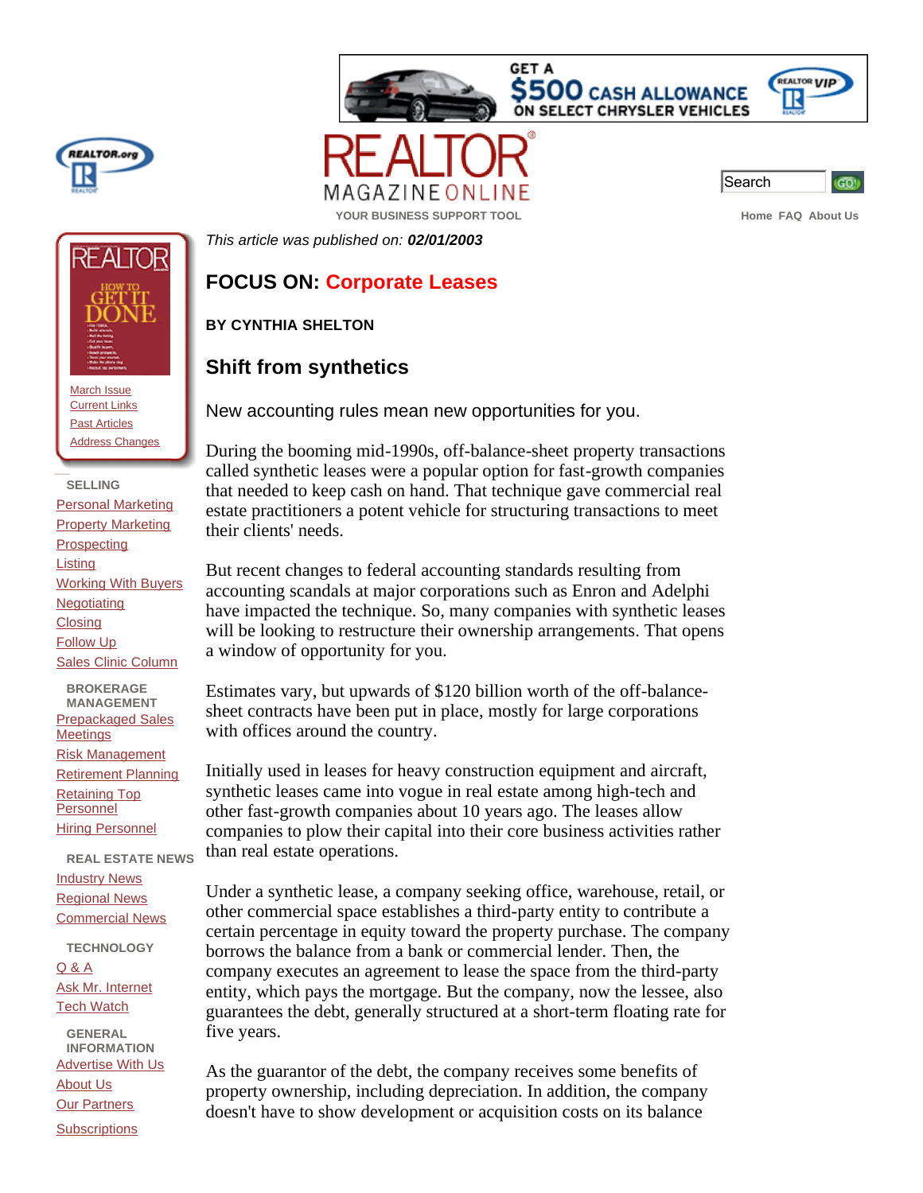*This article was published on: **02/01/2003***

## FOCUS ON: Corporate Leases

**BY CYNTHIA SHELTON**

### Shift from synthetics

New accounting rules mean new opportunities for you.

During the booming mid-1990s, off-balance-sheet property transactions called synthetic leases were a popular option for fast-growth companies that needed to keep cash on hand. That technique gave commercial real estate practitioners a potent vehicle for structuring transactions to meet their clients' needs.

But recent changes to federal accounting standards resulting from accounting scandals at major corporations such as Enron and Adelphi have impacted the technique. So, many companies with synthetic leases will be looking to restructure their ownership arrangements. That opens a window of opportunity for you.

Estimates vary, but upwards of $120 billion worth of the off-balance-sheet contracts have been put in place, mostly for large corporations with offices around the country.

Initially used in leases for heavy construction equipment and aircraft, synthetic leases came into vogue in real estate among high-tech and other fast-growth companies about 10 years ago. The leases allow companies to plow their capital into their core business activities rather than real estate operations.

Under a synthetic lease, a company seeking office, warehouse, retail, or other commercial space establishes a third-party entity to contribute a certain percentage in equity toward the property purchase. The company borrows the balance from a bank or commercial lender. Then, the company executes an agreement to lease the space from the third-party entity, which pays the mortgage. But the company, now the lessee, also guarantees the debt, generally structured at a short-term floating rate for five years.

As the guarantor of the debt, the company receives some benefits of property ownership, including depreciation. In addition, the company doesn't have to show development or acquisition costs on its balance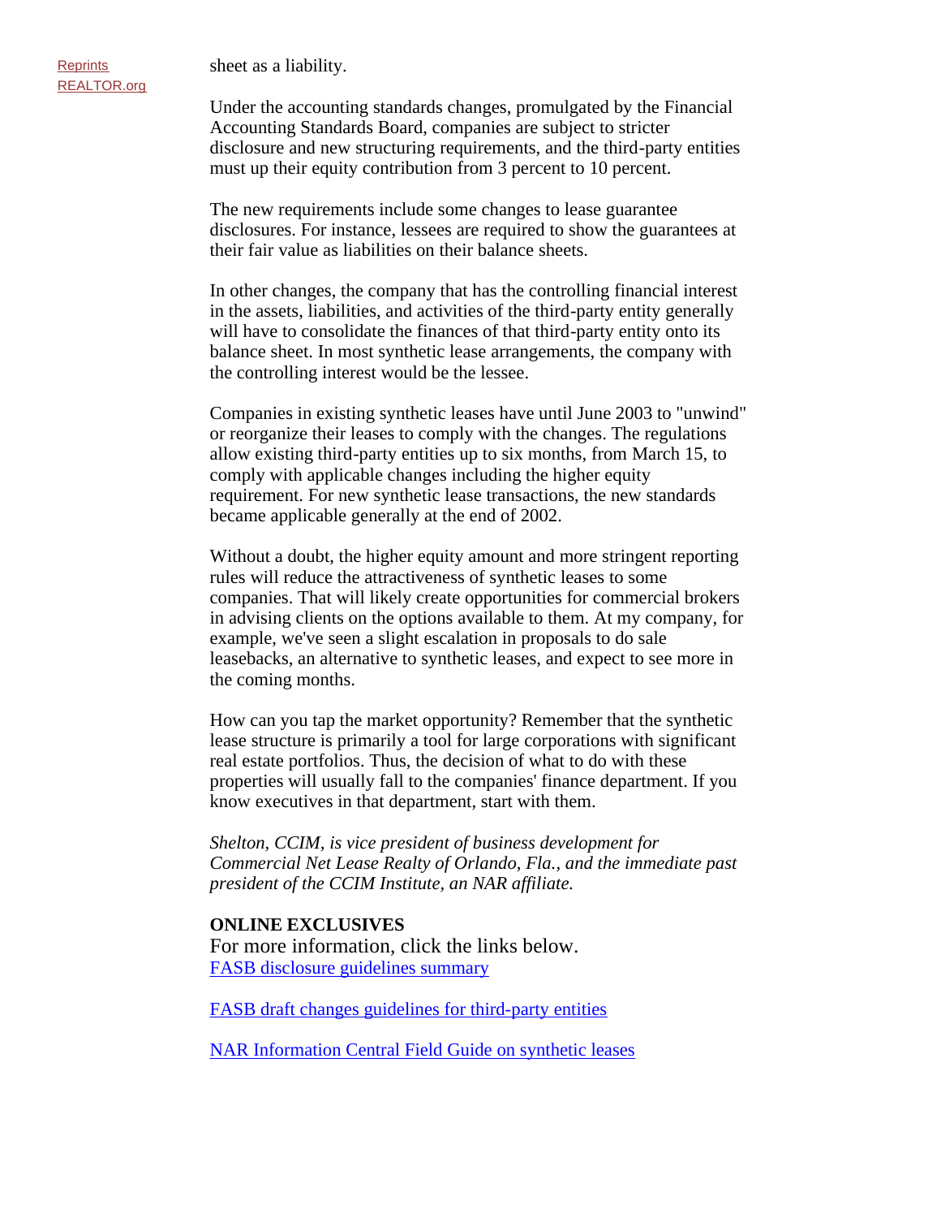sheet as a liability.

Under the accounting standards changes, promulgated by the Financial Accounting Standards Board, companies are subject to stricter disclosure and new structuring requirements, and the third-party entities must up their equity contribution from 3 percent to 10 percent.

The new requirements include some changes to lease guarantee disclosures. For instance, lessees are required to show the guarantees at their fair value as liabilities on their balance sheets.

In other changes, the company that has the controlling financial interest in the assets, liabilities, and activities of the third-party entity generally will have to consolidate the finances of that third-party entity onto its balance sheet. In most synthetic lease arrangements, the company with the controlling interest would be the lessee.

Companies in existing synthetic leases have until June 2003 to "unwind" or reorganize their leases to comply with the changes. The regulations allow existing third-party entities up to six months, from March 15, to comply with applicable changes including the higher equity requirement. For new synthetic lease transactions, the new standards became applicable generally at the end of 2002.

Without a doubt, the higher equity amount and more stringent reporting rules will reduce the attractiveness of synthetic leases to some companies. That will likely create opportunities for commercial brokers in advising clients on the options available to them. At my company, for example, we've seen a slight escalation in proposals to do sale leasebacks, an alternative to synthetic leases, and expect to see more in the coming months.

How can you tap the market opportunity? Remember that the synthetic lease structure is primarily a tool for large corporations with significant real estate portfolios. Thus, the decision of what to do with these properties will usually fall to the companies' finance department. If you know executives in that department, start with them.

*Shelton, CCIM, is vice president of business development for Commercial Net Lease Realty of Orlando, Fla., and the immediate past president of the CCIM Institute, an NAR affiliate.*

**ONLINE EXCLUSIVES**

For more information, click the links below.

FASB disclosure guidelines summary

FASB draft changes guidelines for third-party entities

NAR Information Central Field Guide on synthetic leases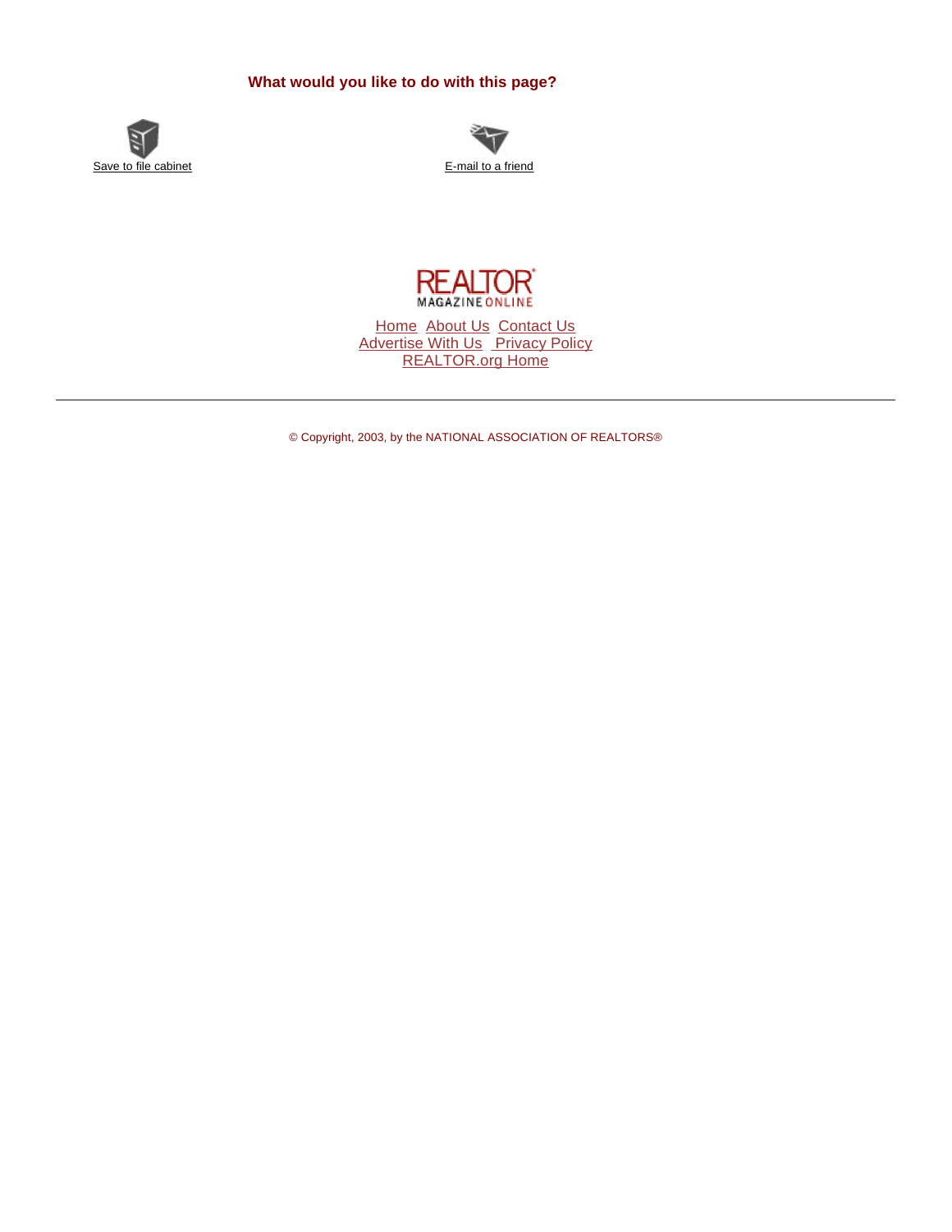**What would you like to do with this page?**

Save to file cabinet

E-mail to a friend

REALTOR MAGAZINE ONLINE

Home About Us Contact Us
Advertise With Us Privacy Policy
REALTOR.org Home

---

© Copyright, 2003, by the NATIONAL ASSOCIATION OF REALTORS®